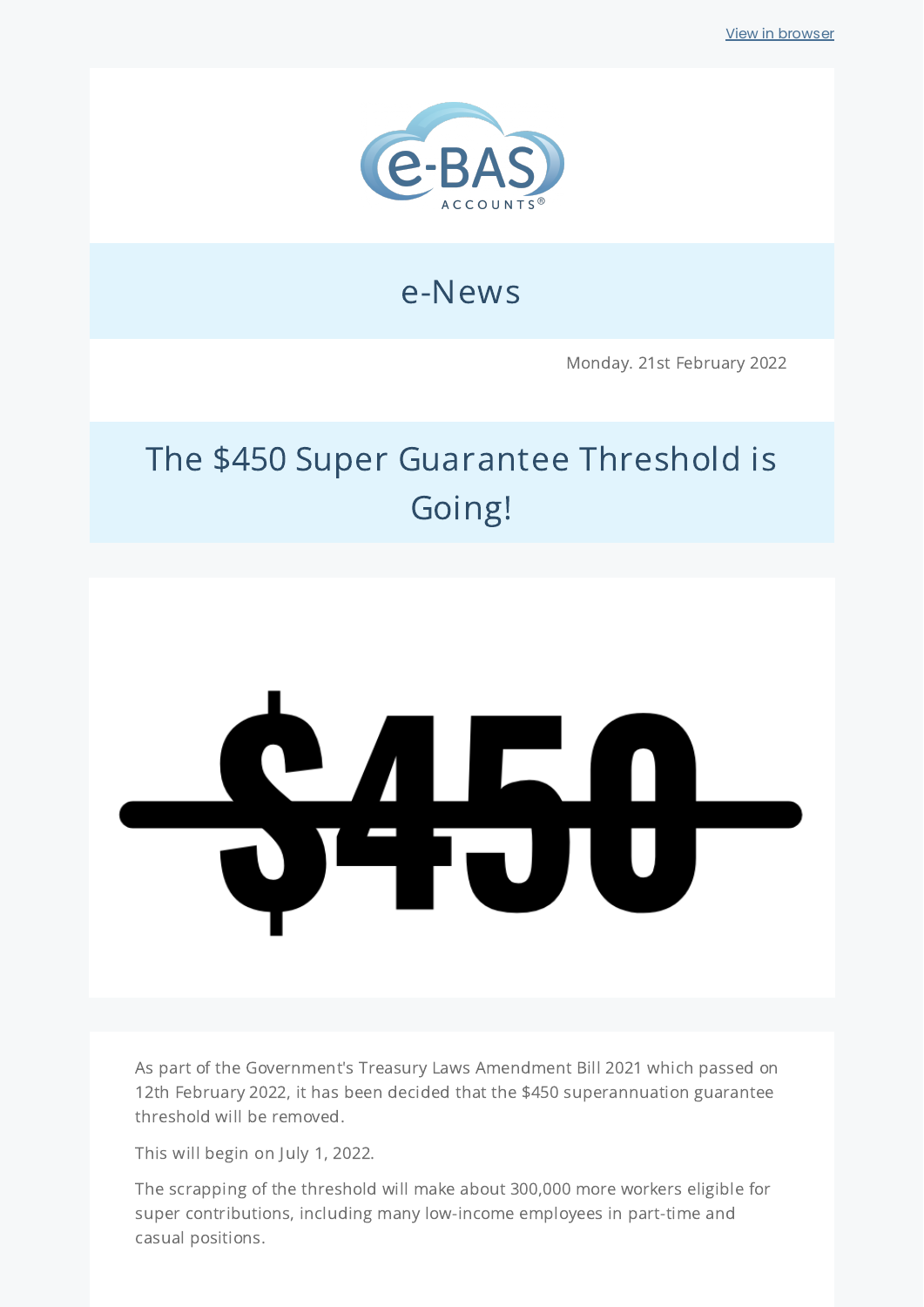View in browser

e-BAS ACCOUNTS®

# e-News

Monday. 21st February 2022

## The $450 Super Guarantee Threshold is Going!

As part of the Government's Treasury Laws Amendment Bill 2021 which passed on 12th February 2022, it has been decided that the $450 superannuation guarantee threshold will be removed.

This will begin on July 1, 2022.

The scrapping of the threshold will make about 300,000 more workers eligible for super contributions, including many low-income employees in part-time and casual positions.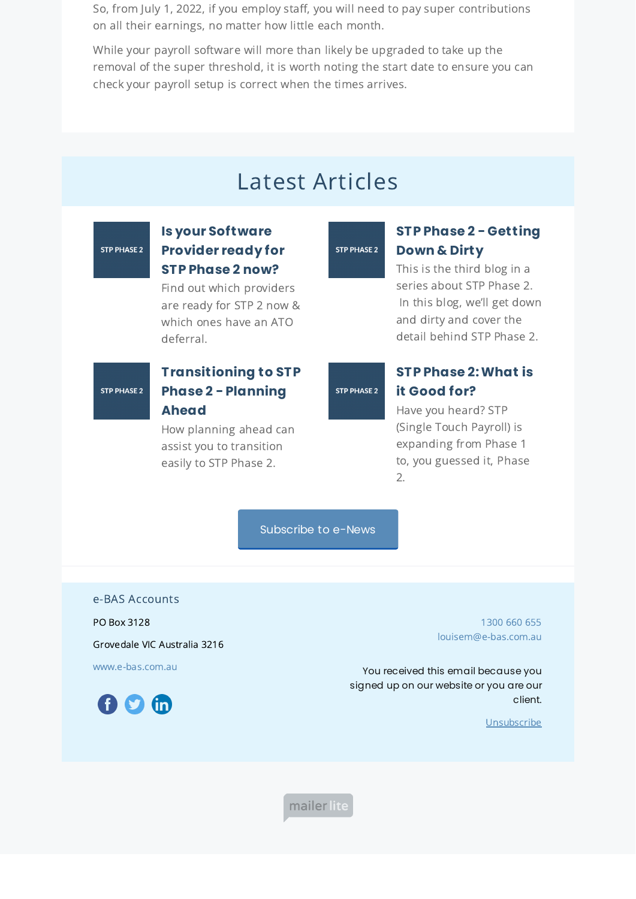So, from July 1, 2022, if you employ staff, you will need to pay super contributions on all their earnings, no matter how little each month.

While your payroll software will more than likely be upgraded to take up the removal of the super threshold, it is worth noting the start date to ensure you can check your payroll setup is correct when the times arrives.

## Latest Articles

STP PHASE 2

### Is your Software Provider ready for STP Phase 2 now?

Find out which providers are ready for STP 2 now & which ones have an ATO deferral.

STP PHASE 2

### STP Phase 2 - Getting Down & Dirty

This is the third blog in a series about STP Phase 2. In this blog, we'll get down and dirty and cover the detail behind STP Phase 2.

STP PHASE 2

### Transitioning to STP Phase 2 - Planning Ahead

How planning ahead can assist you to transition easily to STP Phase 2.

STP PHASE 2

### STP Phase 2: What is it Good for?

Have you heard? STP (Single Touch Payroll) is expanding from Phase 1 to, you guessed it, Phase 2.

Subscribe to e-News

e-BAS Accounts

PO Box 3128

Grovedale VIC Australia 3216

www.e-bas.com.au

1300 660 655

louisem@e-bas.com.au

You received this email because you signed up on our website or you are our client.

Unsubscribe

mailer lite